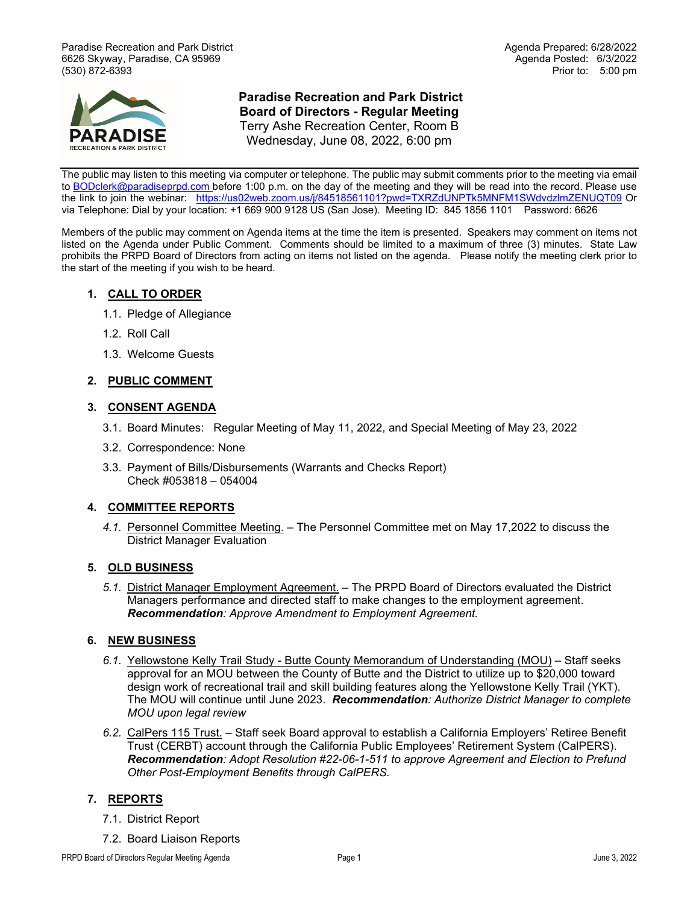Paradise Recreation and Park District
6626 Skyway, Paradise, CA 95969
(530) 872-6393

Agenda Prepared: 6/28/2022
Agenda Posted: 6/3/2022
Prior to: 5:00 pm

PARADISE RECREATION & PARK DISTRICT

# Paradise Recreation and Park District
## Board of Directors - Regular Meeting

Terry Ashe Recreation Center, Room B
Wednesday, June 08, 2022, 6:00 pm

The public may listen to this meeting via computer or telephone. The public may submit comments prior to the meeting via email to BODclerk@paradiseprpd.com before 1:00 p.m. on the day of the meeting and they will be read into the record. Please use the link to join the webinar: https://us02web.zoom.us/j/84518561101?pwd=TXRZdUNPTk5MNFM1SWdvdzlmZENUQT09 Or via Telephone: Dial by your location: +1 669 900 9128 US (San Jose). Meeting ID: 845 1856 1101 Password: 6626

Members of the public may comment on Agenda items at the time the item is presented. Speakers may comment on items not listed on the Agenda under Public Comment. Comments should be limited to a maximum of three (3) minutes. State Law prohibits the PRPD Board of Directors from acting on items not listed on the agenda. Please notify the meeting clerk prior to the start of the meeting if you wish to be heard.

1. **CALL TO ORDER**
   1.1. Pledge of Allegiance
   1.2. Roll Call
   1.3. Welcome Guests

2. **PUBLIC COMMENT**

3. **CONSENT AGENDA**
   3.1. Board Minutes: Regular Meeting of May 11, 2022, and Special Meeting of May 23, 2022
   3.2. Correspondence: None
   3.3. Payment of Bills/Disbursements (Warrants and Checks Report)
   Check #053818 – 054004

4. **COMMITTEE REPORTS**
   *4.1.* Personnel Committee Meeting. – The Personnel Committee met on May 17,2022 to discuss the District Manager Evaluation

5. **OLD BUSINESS**
   *5.1.* District Manager Employment Agreement. – The PRPD Board of Directors evaluated the District Managers performance and directed staff to make changes to the employment agreement.
   ***Recommendation****: Approve Amendment to Employment Agreement.*

6. **NEW BUSINESS**
   *6.1.* Yellowstone Kelly Trail Study - Butte County Memorandum of Understanding (MOU) – Staff seeks approval for an MOU between the County of Butte and the District to utilize up to $20,000 toward design work of recreational trail and skill building features along the Yellowstone Kelly Trail (YKT). The MOU will continue until June 2023. ***Recommendation****: Authorize District Manager to complete MOU upon legal review*
   *6.2.* CalPers 115 Trust. – Staff seek Board approval to establish a California Employers' Retiree Benefit Trust (CERBT) account through the California Public Employees' Retirement System (CalPERS).
   ***Recommendation****: Adopt Resolution #22-06-1-511 to approve Agreement and Election to Prefund Other Post-Employment Benefits through CalPERS.*

7. **REPORTS**
   7.1. District Report
   7.2. Board Liaison Reports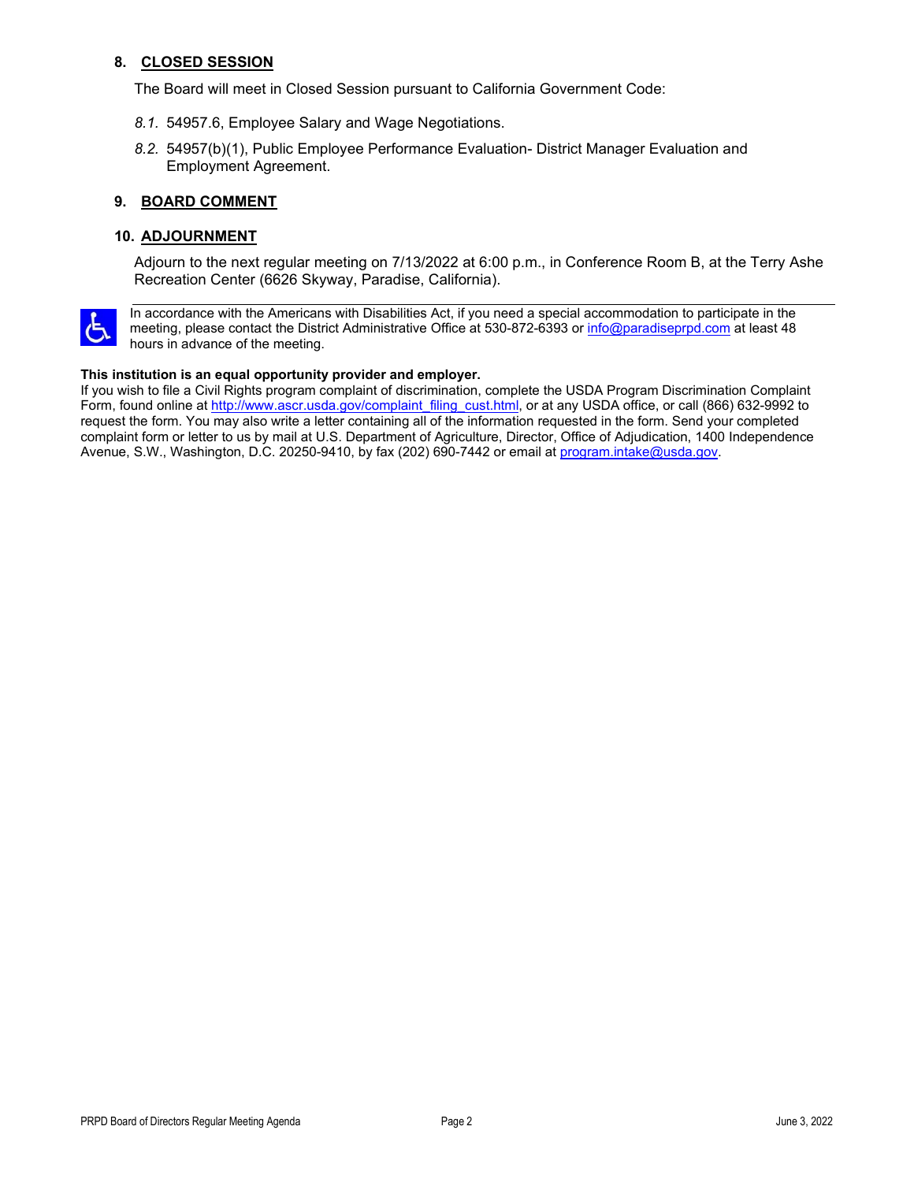## 8. CLOSED SESSION

The Board will meet in Closed Session pursuant to California Government Code:

*8.1.* 54957.6, Employee Salary and Wage Negotiations.

*8.2.* 54957(b)(1), Public Employee Performance Evaluation- District Manager Evaluation and Employment Agreement.

## 9. BOARD COMMENT

## 10. ADJOURNMENT

Adjourn to the next regular meeting on 7/13/2022 at 6:00 p.m., in Conference Room B, at the Terry Ashe Recreation Center (6626 Skyway, Paradise, California).

---

In accordance with the Americans with Disabilities Act, if you need a special accommodation to participate in the meeting, please contact the District Administrative Office at 530-872-6393 or info@paradiseprpd.com at least 48 hours in advance of the meeting.

**This institution is an equal opportunity provider and employer.**

If you wish to file a Civil Rights program complaint of discrimination, complete the USDA Program Discrimination Complaint Form, found online at http://www.ascr.usda.gov/complaint_filing_cust.html, or at any USDA office, or call (866) 632-9992 to request the form. You may also write a letter containing all of the information requested in the form. Send your completed complaint form or letter to us by mail at U.S. Department of Agriculture, Director, Office of Adjudication, 1400 Independence Avenue, S.W., Washington, D.C. 20250-9410, by fax (202) 690-7442 or email at program.intake@usda.gov.